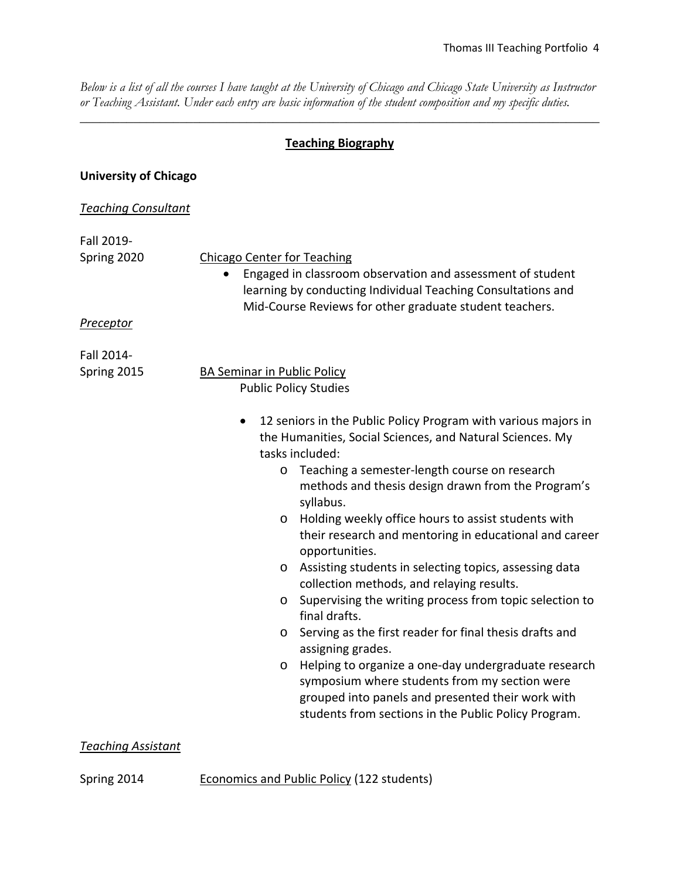*Below is a list of all the courses I have taught at the University of Chicago and Chicago State University as Instructor or Teaching Assistant. Under each entry are basic information of the student composition and my specific duties.*

---

## Teaching Biography

**University of Chicago**

*Teaching Consultant*

Fall 2019-Spring 2020 — Chicago Center for Teaching

- Engaged in classroom observation and assessment of student learning by conducting Individual Teaching Consultations and Mid-Course Reviews for other graduate student teachers.

*Preceptor*

Fall 2014-Spring 2015 — BA Seminar in Public Policy
Public Policy Studies

- 12 seniors in the Public Policy Program with various majors in the Humanities, Social Sciences, and Natural Sciences. My tasks included:
  - Teaching a semester-length course on research methods and thesis design drawn from the Program's syllabus.
  - Holding weekly office hours to assist students with their research and mentoring in educational and career opportunities.
  - Assisting students in selecting topics, assessing data collection methods, and relaying results.
  - Supervising the writing process from topic selection to final drafts.
  - Serving as the first reader for final thesis drafts and assigning grades.
  - Helping to organize a one-day undergraduate research symposium where students from my section were grouped into panels and presented their work with students from sections in the Public Policy Program.

*Teaching Assistant*

Spring 2014 — Economics and Public Policy (122 students)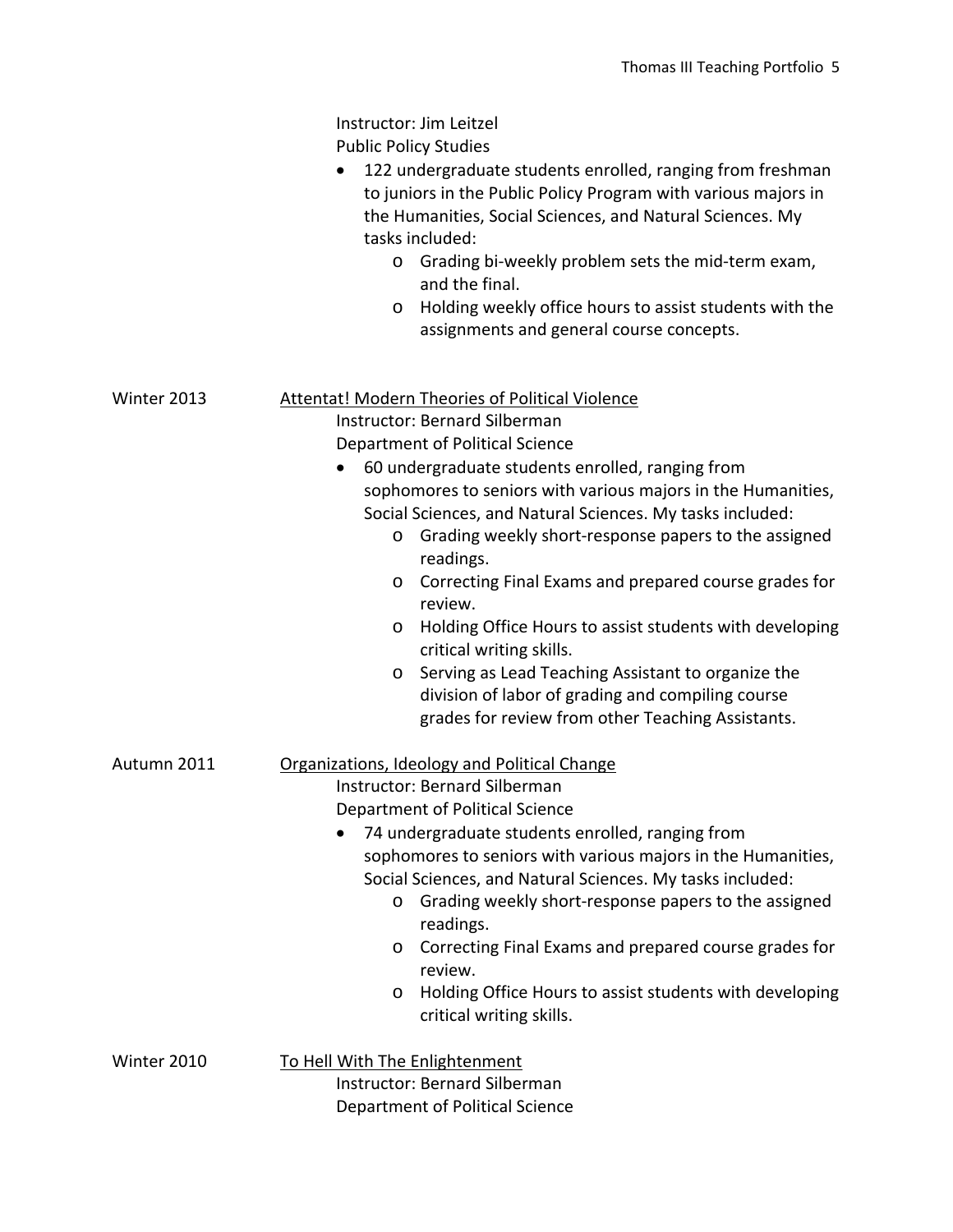Instructor: Jim Leitzel
Public Policy Studies

- 122 undergraduate students enrolled, ranging from freshman to juniors in the Public Policy Program with various majors in the Humanities, Social Sciences, and Natural Sciences. My tasks included:
    - Grading bi-weekly problem sets the mid-term exam, and the final.
    - Holding weekly office hours to assist students with the assignments and general course concepts.

Winter 2013 — Attentat! Modern Theories of Political Violence

Instructor: Bernard Silberman
Department of Political Science

- 60 undergraduate students enrolled, ranging from sophomores to seniors with various majors in the Humanities, Social Sciences, and Natural Sciences. My tasks included:
    - Grading weekly short-response papers to the assigned readings.
    - Correcting Final Exams and prepared course grades for review.
    - Holding Office Hours to assist students with developing critical writing skills.
    - Serving as Lead Teaching Assistant to organize the division of labor of grading and compiling course grades for review from other Teaching Assistants.

Autumn 2011 — Organizations, Ideology and Political Change

Instructor: Bernard Silberman
Department of Political Science

- 74 undergraduate students enrolled, ranging from sophomores to seniors with various majors in the Humanities, Social Sciences, and Natural Sciences. My tasks included:
    - Grading weekly short-response papers to the assigned readings.
    - Correcting Final Exams and prepared course grades for review.
    - Holding Office Hours to assist students with developing critical writing skills.

Winter 2010 — To Hell With The Enlightenment

Instructor: Bernard Silberman
Department of Political Science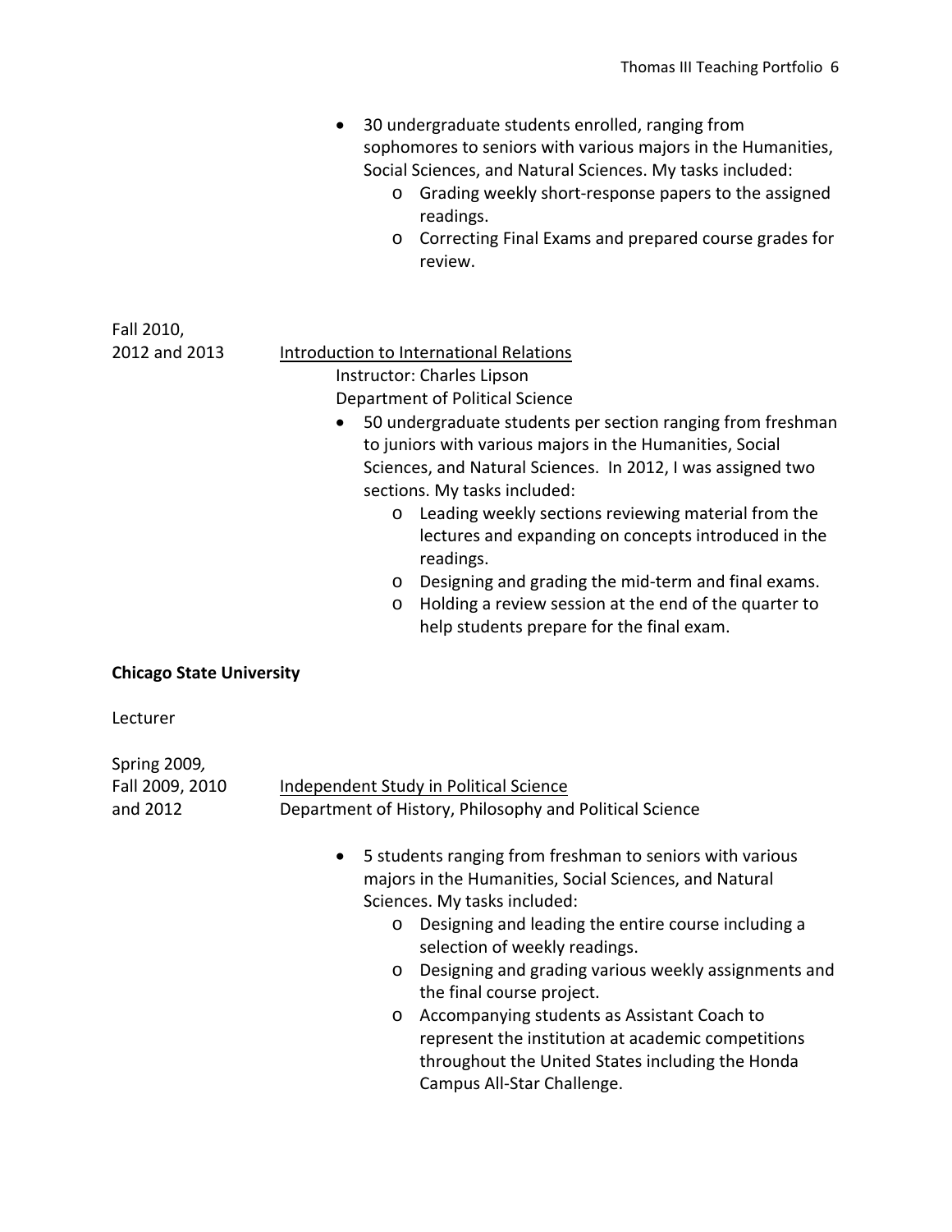- 30 undergraduate students enrolled, ranging from sophomores to seniors with various majors in the Humanities, Social Sciences, and Natural Sciences. My tasks included:
  - Grading weekly short-response papers to the assigned readings.
  - Correcting Final Exams and prepared course grades for review.

Fall 2010, 2012 and 2013 — Introduction to International Relations

Instructor: Charles Lipson

Department of Political Science

- 50 undergraduate students per section ranging from freshman to juniors with various majors in the Humanities, Social Sciences, and Natural Sciences. In 2012, I was assigned two sections. My tasks included:
  - Leading weekly sections reviewing material from the lectures and expanding on concepts introduced in the readings.
  - Designing and grading the mid-term and final exams.
  - Holding a review session at the end of the quarter to help students prepare for the final exam.

**Chicago State University**

Lecturer

Spring 2009, Fall 2009, 2010 and 2012 — Independent Study in Political Science

Department of History, Philosophy and Political Science

- 5 students ranging from freshman to seniors with various majors in the Humanities, Social Sciences, and Natural Sciences. My tasks included:
  - Designing and leading the entire course including a selection of weekly readings.
  - Designing and grading various weekly assignments and the final course project.
  - Accompanying students as Assistant Coach to represent the institution at academic competitions throughout the United States including the Honda Campus All-Star Challenge.